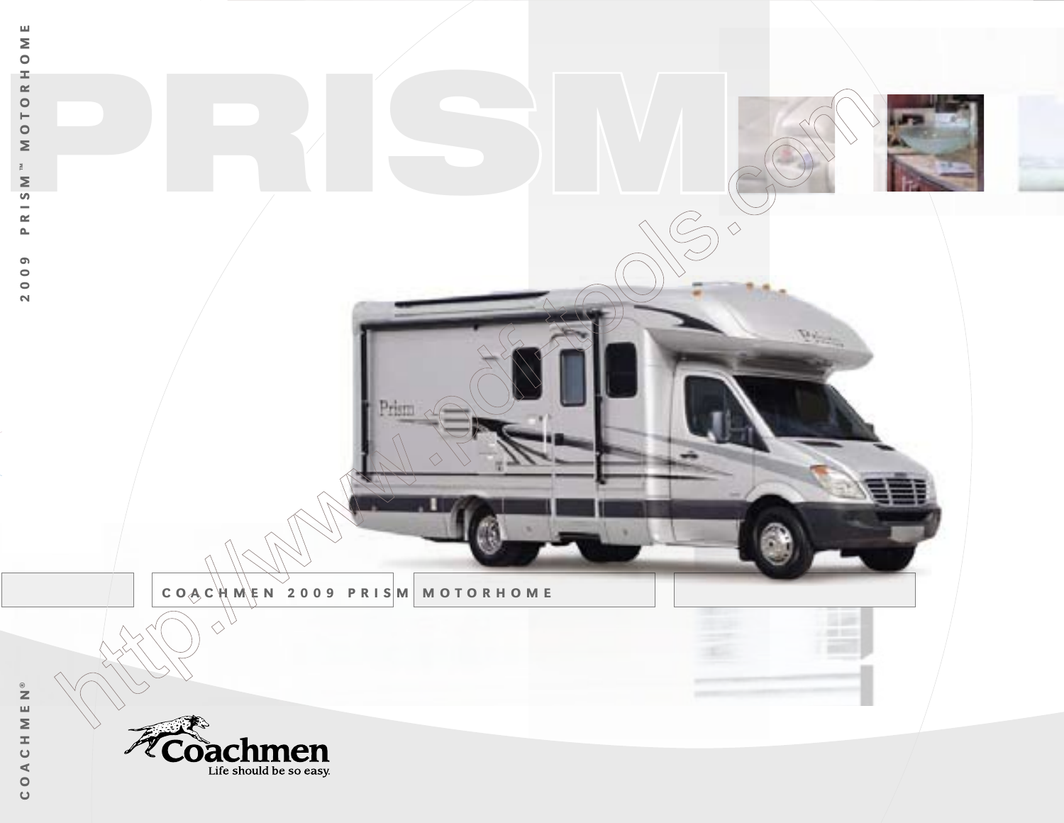# PRISM

2009 PRISM™ MOTORHOME

COACHMEN 2009 PRISM MOTORHOME

COACHMEN®

Coachmen

Life should be so easy.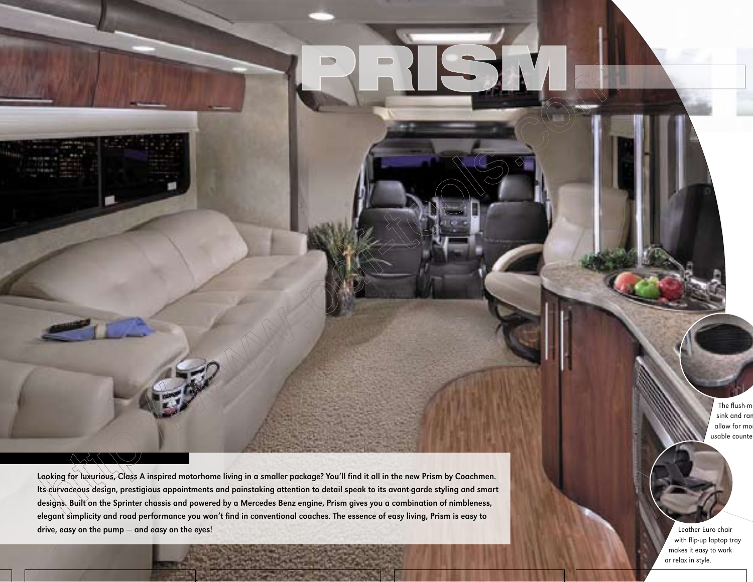# PRISM

Looking for luxurious, Class A inspired motorhome living in a smaller package? You'll find it all in the new Prism by Coachmen. Its curvaceous design, prestigious appointments and painstaking attention to detail speak to its avant-garde styling and smart designs. Built on the Sprinter chassis and powered by a Mercedes Benz engine, Prism gives you a combination of nimbleness, elegant simplicity and road performance you won't find in conventional coaches. The essence of easy living, Prism is easy to drive, easy on the pump — and easy on the eyes!

The flush-m sink and ran allow for mor usable counte

Leather Euro chair with flip-up laptop tray makes it easy to work or relax in style.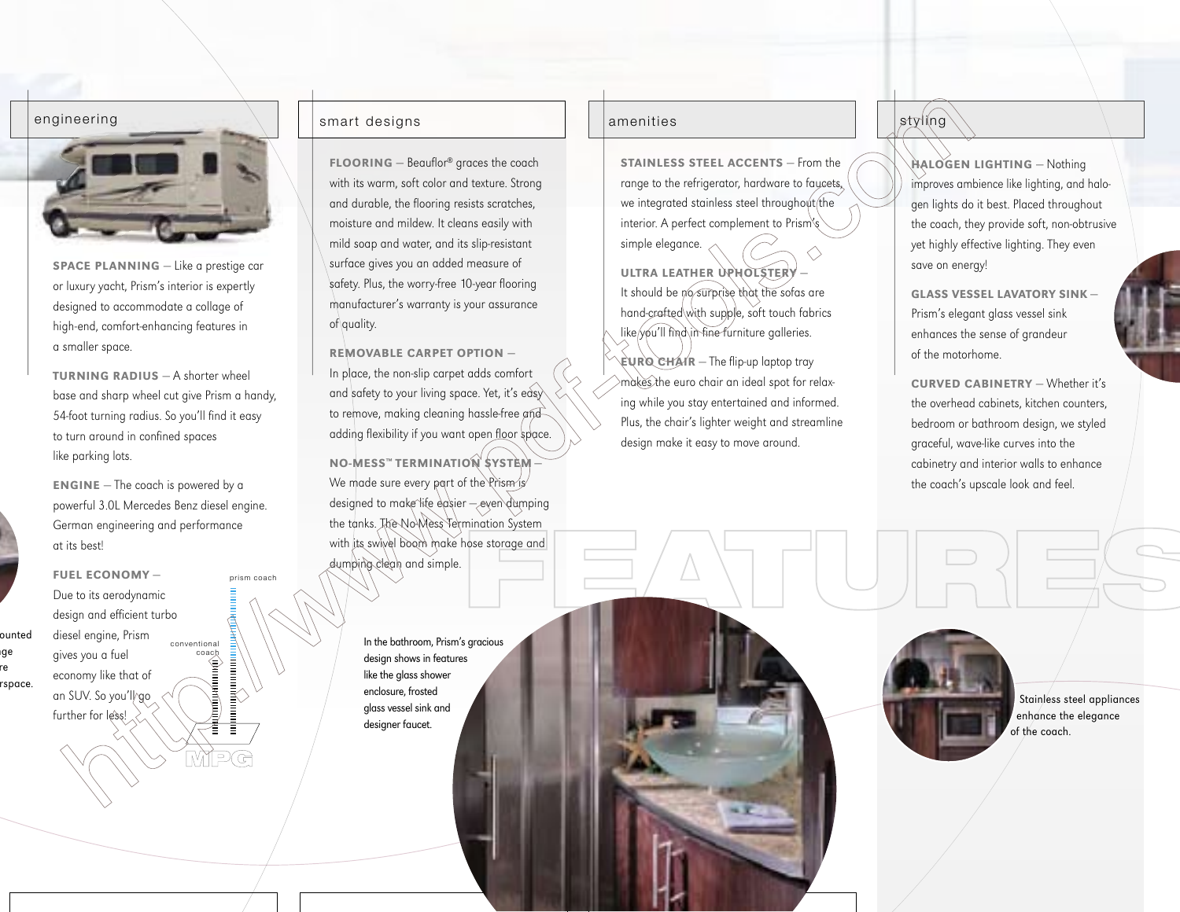# FEATURES

## engineering

**SPACE PLANNING** – Like a prestige car or luxury yacht, Prism's interior is expertly designed to accommodate a collage of high-end, comfort-enhancing features in a smaller space.

**TURNING RADIUS** – A shorter wheel base and sharp wheel cut give Prism a handy, 54-foot turning radius. So you'll find it easy to turn around in confined spaces like parking lots.

**ENGINE** – The coach is powered by a powerful 3.0L Mercedes Benz diesel engine. German engineering and performance at its best!

**FUEL ECONOMY** – Due to its aerodynamic design and efficient turbo diesel engine, Prism gives you a fuel economy like that of an SUV. So you'll go further for less!

prism coach

conventional coach

MPG

## smart designs

**FLOORING** – Beauflor® graces the coach with its warm, soft color and texture. Strong and durable, the flooring resists scratches, moisture and mildew. It cleans easily with mild soap and water, and its slip-resistant surface gives you an added measure of safety. Plus, the worry-free 10-year flooring manufacturer's warranty is your assurance of quality.

**REMOVABLE CARPET OPTION** – In place, the non-slip carpet adds comfort and safety to your living space. Yet, it's easy to remove, making cleaning hassle-free and adding flexibility if you want open floor space.

**NO-MESS™ TERMINATION SYSTEM** – We made sure every part of the Prism is designed to make life easier – even dumping the tanks. The No-Mess Termination System with its swivel boom make hose storage and dumping clean and simple.

In the bathroom, Prism's gracious design shows in features like the glass shower enclosure, frosted glass vessel sink and designer faucet.

## amenities

**STAINLESS STEEL ACCENTS** – From the range to the refrigerator, hardware to faucets, we integrated stainless steel throughout the interior. A perfect complement to Prism's simple elegance.

**ULTRA LEATHER UPHOLSTERY** – It should be no surprise that the sofas are hand-crafted with supple, soft touch fabrics like you'll find in fine furniture galleries.

**EURO CHAIR** – The flip-up laptop tray makes the euro chair an ideal spot for relaxing while you stay entertained and informed. Plus, the chair's lighter weight and streamline design make it easy to move around.

## styling

**HALOGEN LIGHTING** – Nothing improves ambience like lighting, and halogen lights do it best. Placed throughout the coach, they provide soft, non-obtrusive yet highly effective lighting. They even save on energy!

**GLASS VESSEL LAVATORY SINK** – Prism's elegant glass vessel sink enhances the sense of grandeur of the motorhome.

**CURVED CABINETRY** – Whether it's the overhead cabinets, kitchen counters, bedroom or bathroom design, we styled graceful, wave-like curves into the cabinetry and interior walls to enhance the coach's upscale look and feel.

Stainless steel appliances enhance the elegance of the coach.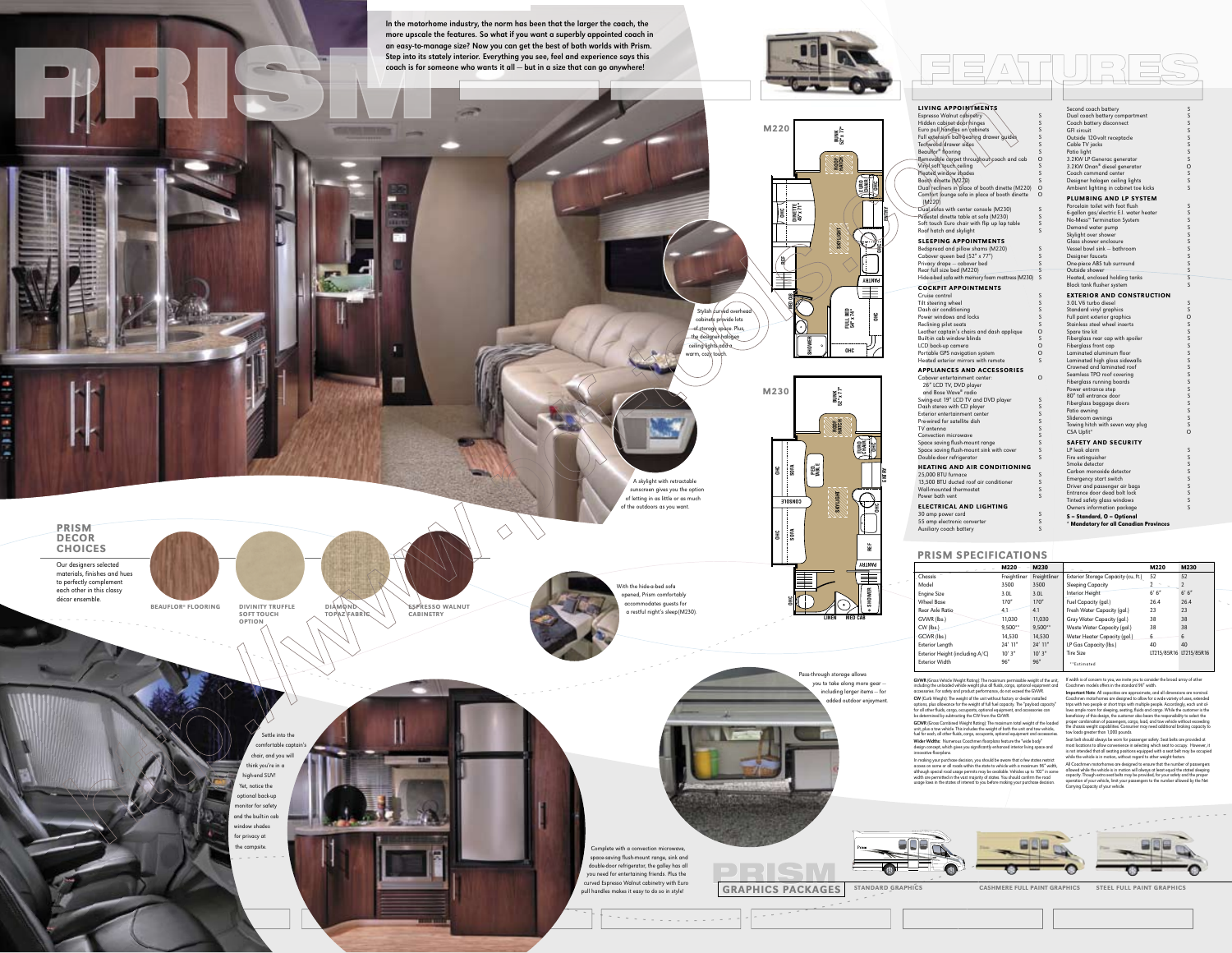# PRISM

In the motorhome industry, the norm has been that the larger the coach, the more upscale the features. So what if you want a superbly appointed coach in an easy-to-manage size? Now you can get the best of both worlds with Prism. Step into its stately interior. Everything you see, feel and experience says this coach is for someone who wants it all — but in a size that can go anywhere!

Stylish curved overhead cabinets provide lots of storage space. Plus, the designer halogen ceiling lights add a warm, cozy touch.

A skylight with retractable sunscreen gives you the option of letting in as little or as much of the outdoors as you want.

With the hide-a-bed sofa opened, Prism comfortably accommodates guests for a restful night's sleep(M230)

## PRISM DECOR CHOICES

Our designers selected materials, finishes and hues to perfectly complement each other in this classy décor ensemble.

BEAUFLOR® FLOORING — DIVINITY TRUFFLE SOFT TOUCH OPTION — DIAMOND TOPAZ FABRIC — ESPRESSO WALNUT CABINETRY

Settle into the comfortable captain's chair, and you will think you're in a high-end SUV! Yet, notice the optional back-up monitor for safety and the built-in cab window shades for privacy at the campsite.

Complete with a convection microwave, space-saving flush-mount range, sink and double-door refrigerator, the galley has all you need for entertaining friends. Plus the curved Espresso Walnut cabinetry with Euro pull handles makes it easy to do so in style!

Pass-through storage allows you to take along more gear — including larger items — for added outdoor enjoyment.

M220

BUNK 52" X 77" — ROOF HATCH — EURO SOFA — DINETTE 40" X 77" — OHC — SKYLIGHT — REF — ENTRY — OHC — MED CAB — PANTRY — FULL BED 52" X 74" — SHOWER — OHC

M230

BUNK 52" X 77" — ROOF HATCH — EURO LOUNGE — OHC — SOFA — PED TABLE — SKYLIGHT — ENTRY — CONSOLE — OHC — SOFA — REF — PANTRY — OHC — SHOWER — LINEN — MED CAB

# FEATURES

### LIVING APPOINTMENTS

| | |
|---|---|
| Espresso Walnut cabinetry | S |
| Hidden cabinet door hinges | S |
| Euro pull handles on cabinets | S |
| Full extension ball-bearing drawer guides | S |
| Techwood drawer sides | S |
| Beauflor® flooring | S |
| Removable carpet throughout coach and cab | O |
| Vinyl soft touch ceiling | S |
| Pleated window shades | S |
| Booth dinette (M220) | S |
| Dual recliners in place of booth dinette (M220) | O |
| Comfort lounge sofa in place of booth dinette (M220) | O |
| Dual sofas with center console (M230) | S |
| Pedestal dinette table at sofa (M230) | S |
| Soft touch Euro chair with flip up lap table | S |
| Roof hatch and skylight | S |

### SLEEPING APPOINTMENTS

| | |
|---|---|
| Bedspread and pillow shams (M220) | S |
| Cabover queen bed (52" x 77") | S |
| Privacy drape – cabover bed | S |
| Rear full size bed (M220) | S |
| Hide-a-bed sofa with memory foam mattress (M230) | S |

### COCKPIT APPOINTMENTS

| | |
|---|---|
| Cruise control | S |
| Tilt steering wheel | S |
| Dash air conditioning | S |
| Power windows and locks | S |
| Reclining pilot seats | S |
| Leather captain's chairs and dash applique | O |
| Built-in cab window blinds | S |
| LCD back-up camera | O |
| Portable GPS navigation system | O |
| Heated exterior mirrors with remote | S |

### APPLIANCES AND ACCESSORIES

| | |
|---|---|
| Cabover entertainment center: 26" LCD TV, DVD player and Bose Wave® radio | O |
| Swing-out 19" LCD TV and DVD player | S |
| Dash stereo with CD player | S |
| Exterior entertainment center | S |
| Pre-wired for satellite dish | S |
| TV antenna | S |
| Convection microwave | S |
| Space saving flush-mount range | S |
| Space saving flush-mount sink with cover | S |
| Double-door refrigerator | S |

### HEATING AND AIR CONDITIONING

| | |
|---|---|
| 25,000 BTU furnace | S |
| 13,500 BTU ducted roof air conditioner | S |
| Wall-mounted thermostat | S |
| Power bath vent | S |

### ELECTRICAL AND LIGHTING

| | |
|---|---|
| 30 amp power cord | S |
| 55 amp electronic converter | S |
| Auxiliary coach battery | S |
| Second coach battery | S |
| Dual coach battery compartment | S |
| Coach battery disconnect | S |
| GFI circuit | S |
| Outside 120-volt receptacle | S |
| Cable TV jacks | S |
| Patio light | S |
| 3.2KW LP Generac generator | S |
| 3.2KW Onan® diesel generator | O |
| Coach command center | S |
| Designer halogen ceiling lights | S |
| Ambient lighting in cabinet toe kicks | S |

### PLUMBING AND LP SYSTEM

| | |
|---|---|
| Porcelain toilet with foot flush | S |
| 6-gallon gas/electric E.I. water heater | S |
| No-Mess® Termination System | S |
| Demand water pump | S |
| Skylight over shower | S |
| Glass shower enclosure | S |
| Vessel bowl sink – bathroom | S |
| Designer faucets | S |
| One-piece ABS tub surround | S |
| Outside shower | S |
| Heated, enclosed holding tanks | S |
| Black tank flusher system | S |

### EXTERIOR AND CONSTRUCTION

| | |
|---|---|
| 3.0L V6 turbo diesel | S |
| Standard vinyl graphics | S |
| Full paint exterior graphics | O |
| Stainless steel wheel inserts | S |
| Spare tire kit | S |
| Fiberglass rear cap with spoiler | S |
| Fiberglass front cap | S |
| Laminated aluminum floor | S |
| Laminated high gloss sidewalls | S |
| Crowned and laminated roof | S |
| Seamless TPO roof covering | S |
| Fiberglass running boards | S |
| Power entrance step | S |
| 80" tall entrance door | S |
| Fiberglass baggage doors | S |
| Patio awning | S |
| Slideroom awnings | S |
| Towing hitch with seven way plug | S |
| CSA Upfit* | O |

### SAFETY AND SECURITY

| | |
|---|---|
| LP leak alarm | S |
| Fire extinguisher | S |
| Smoke detector | S |
| Carbon monoxide detector | S |
| Emergency start switch | S |
| Driver and passenger air bags | S |
| Entrance door dead bolt lock | S |
| Tinted safety glass windows | S |
| Owners information package | S |

**S = Standard, O = Optional**
**\* Mandatory for all Canadian Provinces**

## PRISM SPECIFICATIONS

| | M220 | M230 | | M220 | M230 |
|---|---|---|---|---|---|
| Chassis | Freightliner | Freightliner | Exterior Storage Capacity (cu. ft.) | 52 | 52 |
| Model | 3500 | 3500 | Sleeping Capacity | 2 | 2 |
| Engine Size | 3.0L | 3.0L | Interior Height | 6' 6" | 6' 6" |
| Wheel Base | 170" | 170" | Fuel Capacity (gal.) | 26.4 | 26.4 |
| Rear Axle Ratio | 4.1 | 4.1 | Fresh Water Capacity (gal.) | 23 | 23 |
| GVWR (lbs.) | 11,030 | 11,030 | Gray Water Capacity (gal.) | 38 | 38 |
| CW (lbs.) | 9,500** | 9,500** | Waste Water Capacity (gal.) | 38 | 38 |
| GCWR (lbs.) | 14,530 | 14,530 | Water Heater Capacity (gal.) | 6 | 6 |
| Exterior Length | 24' 11" | 24' 11" | LP Gas Capacity (lbs.) | 40 | 40 |
| Exterior Height (including A/C) | 10' 3" | 10' 3" | Tire Size | LT215/85R16 | LT215/85R16 |
| Exterior Width | 96" | 96" | | | |

**Estimated

**GVWR** (Gross Vehicle Weight Rating): The maximum permissible weight of the unit, including the unloaded vehicle weight plus all fluids, cargo, optional equipment and accessories. For safety and product performance, do not exceed the GVWR.
**CW** (Curb Weight): The weight of the unit without factory or dealer installed options, plus allowance for the weight of full fuel capacity. The "payload capacity" for all other fluids, cargo, occupants, optional equipment, and accessories can be determined by subtracting the CW from the GVWR.
**GCWR** (Gross Combined Weight Rating): The maximum total weight of the loaded unit, plus a tow vehicle. This includes the weight of both the unit and tow vehicle, fuel for each, all other fluids, cargo, occupants, optional equipment and accessories.
**Wider Widths:** Numerous Coachmen floorplans feature the "wide body" design concept, which gives you significantly-enhanced interior living space and innovative floorplans.
In making your purchase decision, you should be aware that a few states restrict access on some or all roads within the state to vehicle with a maximum 96" width, although special road usage permits may be available. Vehicles up to 102" in some width are permitted in the vast majority of states. You should confirm the road usage laws in the states of interest to you before making your purchase decision.

If width is of concern to you, we invite you to consider the broad array of other Coachmen models offers in the standard 96" width.
**Important Note:** All capacities are approximate, and all dimensions are nominal. Coachmen motorhomes are designed to allow for a wide variety of uses, extended trips with two people or short trips with multiple people. Accordingly, each unit allows ample room for sleeping, seating, fluids and cargo. While the customer is the beneficiary of this design, the customer also bears the responsibility to select the proper combination of passengers, cargo, load, and tow vehicle without exceeding the chassis weight capabilities. Consumer may need additional braking capacity to tow loads greater than 1,000 pounds.
Seat belt should always be worn for passenger safety. Seat belts are provided at most locations to allow convenience in selecting which seat to occupy. However, it is not intended that all seating positions equipped with a seat belt may be occupied while the vehicle is in motion, without regard to other weight factors.
All Coachmen motorhomes are designed to ensure that the number of passengers allowed while the vehicle is in motion will always at least equal the stated sleeping capacity. Though extra seat belts may be provided, for your safety and the proper operation of your vehicle, limit your passengers to the number allowed by the Net Carrying Capacity of your vehicle.

## PRISM GRAPHICS PACKAGES

STANDARD GRAPHICS — CASHMERE FULL PAINT GRAPHICS — STEEL FULL PAINT GRAPHICS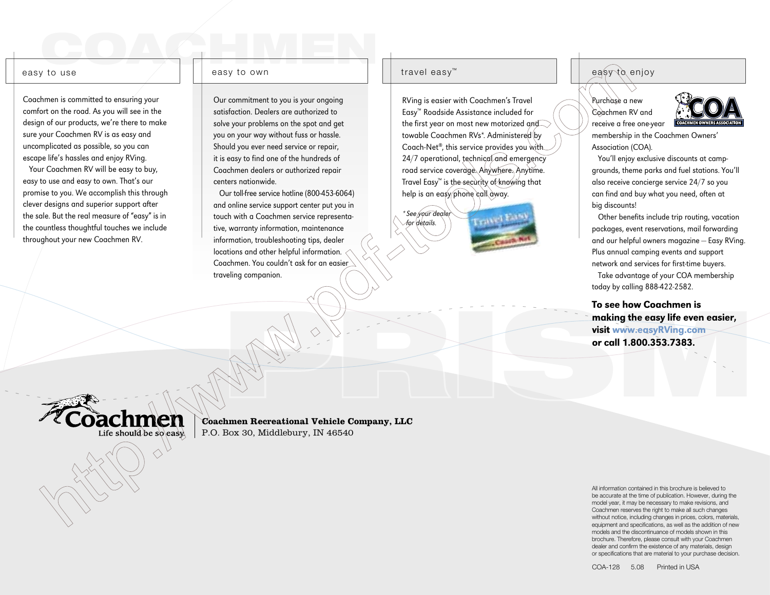## easy to use

Coachmen is committed to ensuring your comfort on the road. As you will see in the design of our products, we're there to make sure your Coachmen RV is as easy and uncomplicated as possible, so you can escape life's hassles and enjoy RVing.

Your Coachmen RV will be easy to buy, easy to use and easy to own. That's our promise to you. We accomplish this through clever designs and superior support after the sale. But the real measure of "easy" is in the countless thoughtful touches we include throughout your new Coachmen RV.

## easy to own

Our commitment to you is your ongoing satisfaction. Dealers are authorized to solve your problems on the spot and get you on your way without fuss or hassle. Should you ever need service or repair, it is easy to find one of the hundreds of Coachmen dealers or authorized repair centers nationwide.

Our toll-free service hotline (800-453-6064) and online service support center put you in touch with a Coachmen service representative, warranty information, maintenance information, troubleshooting tips, dealer locations and other helpful information. Coachmen. You couldn't ask for an easier traveling companion.

## travel easy™

RVing is easier with Coachmen's Travel Easy™ Roadside Assistance included for the first year on most new motorized and towable Coachmen RVs*. Administered by Coach-Net®, this service provides you with 24/7 operational, technical and emergency road service coverage. Anywhere. Anytime. Travel Easy™ is the security of knowing that help is an easy phone call away.

*\* See your dealer for details.*

## easy to enjoy

Purchase a new Coachmen RV and receive a free one-year membership in the Coachmen Owners' Association (COA).

You'll enjoy exclusive discounts at campgrounds, theme parks and fuel stations. You'll also receive concierge service 24/7 so you can find and buy what you need, often at big discounts!

Other benefits include trip routing, vacation packages, event reservations, mail forwarding and our helpful owners magazine – Easy RVing. Plus annual camping events and support network and services for first-time buyers.

Take advantage of your COA membership today by calling 888-422-2582.

**To see how Coachmen is making the easy life even easier, visit www.easyRVing.com or call 1.800.353.7383.**

Coachmen
Life should be so easy.

**Coachmen Recreational Vehicle Company, LLC**
P.O. Box 30, Middlebury, IN 46540

All information contained in this brochure is believed to be accurate at the time of publication. However, during the model year, it may be necessary to make revisions, and Coachmen reserves the right to make all such changes without notice, including changes in prices, colors, materials, equipment and specifications, as well as the addition of new models and the discontinuance of models shown in this brochure. Therefore, please consult with your Coachmen dealer and confirm the existence of any materials, design or specifications that are material to your purchase decision.

COA-128 5.08 Printed in USA